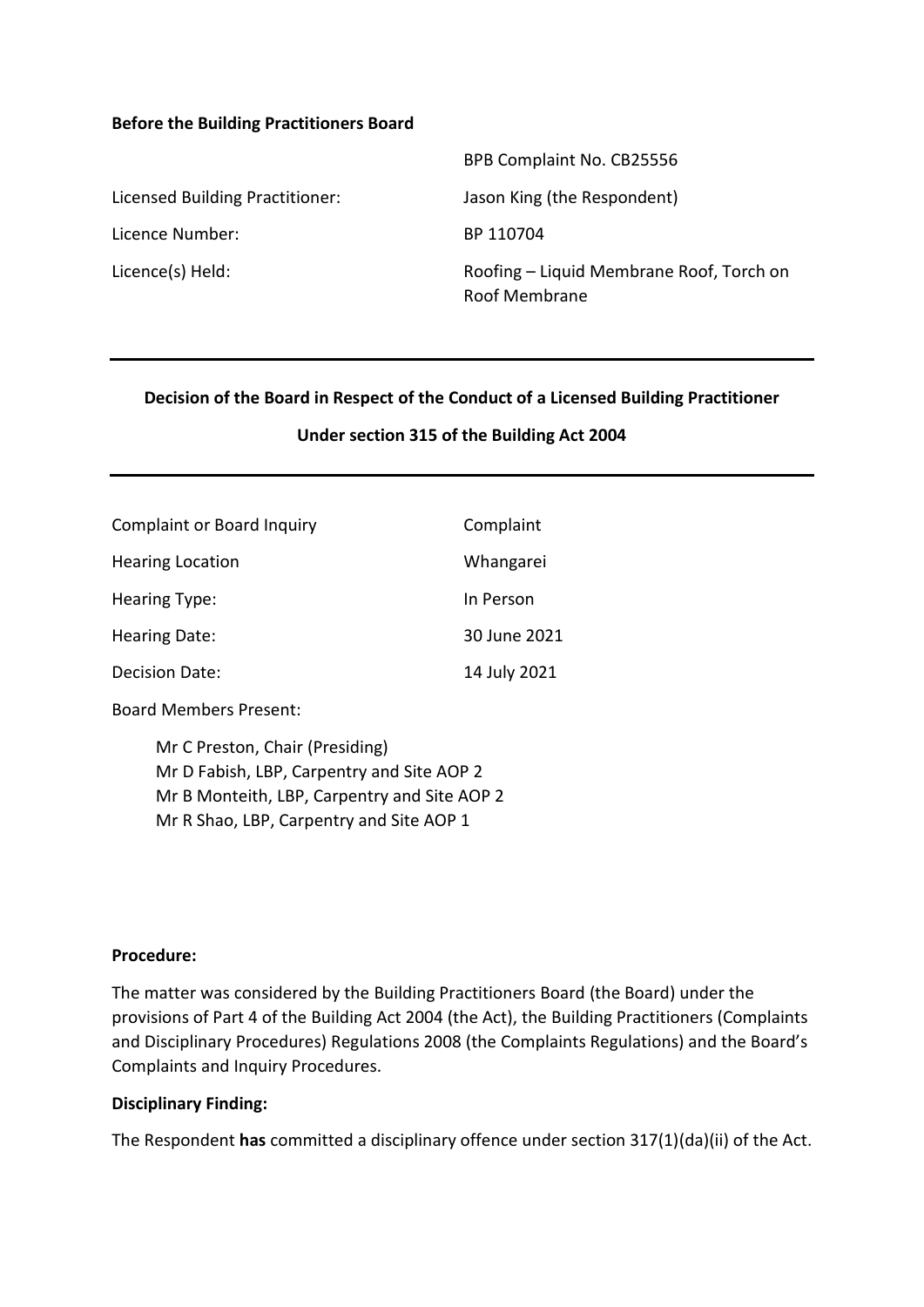**Before the Building Practitioners Board**

| | |
|---|---|
| | BPB Complaint No. CB25556 |
| Licensed Building Practitioner: | Jason King (the Respondent) |
| Licence Number: | BP 110704 |
| Licence(s) Held: | Roofing – Liquid Membrane Roof, Torch on Roof Membrane |

---

**Decision of the Board in Respect of the Conduct of a Licensed Building Practitioner**

**Under section 315 of the Building Act 2004**

---

| | |
|---|---|
| Complaint or Board Inquiry | Complaint |
| Hearing Location | Whangarei |
| Hearing Type: | In Person |
| Hearing Date: | 30 June 2021 |
| Decision Date: | 14 July 2021 |

Board Members Present:

Mr C Preston, Chair (Presiding)
Mr D Fabish, LBP, Carpentry and Site AOP 2
Mr B Monteith, LBP, Carpentry and Site AOP 2
Mr R Shao, LBP, Carpentry and Site AOP 1

**Procedure:**

The matter was considered by the Building Practitioners Board (the Board) under the provisions of Part 4 of the Building Act 2004 (the Act), the Building Practitioners (Complaints and Disciplinary Procedures) Regulations 2008 (the Complaints Regulations) and the Board's Complaints and Inquiry Procedures.

**Disciplinary Finding:**

The Respondent **has** committed a disciplinary offence under section 317(1)(da)(ii) of the Act.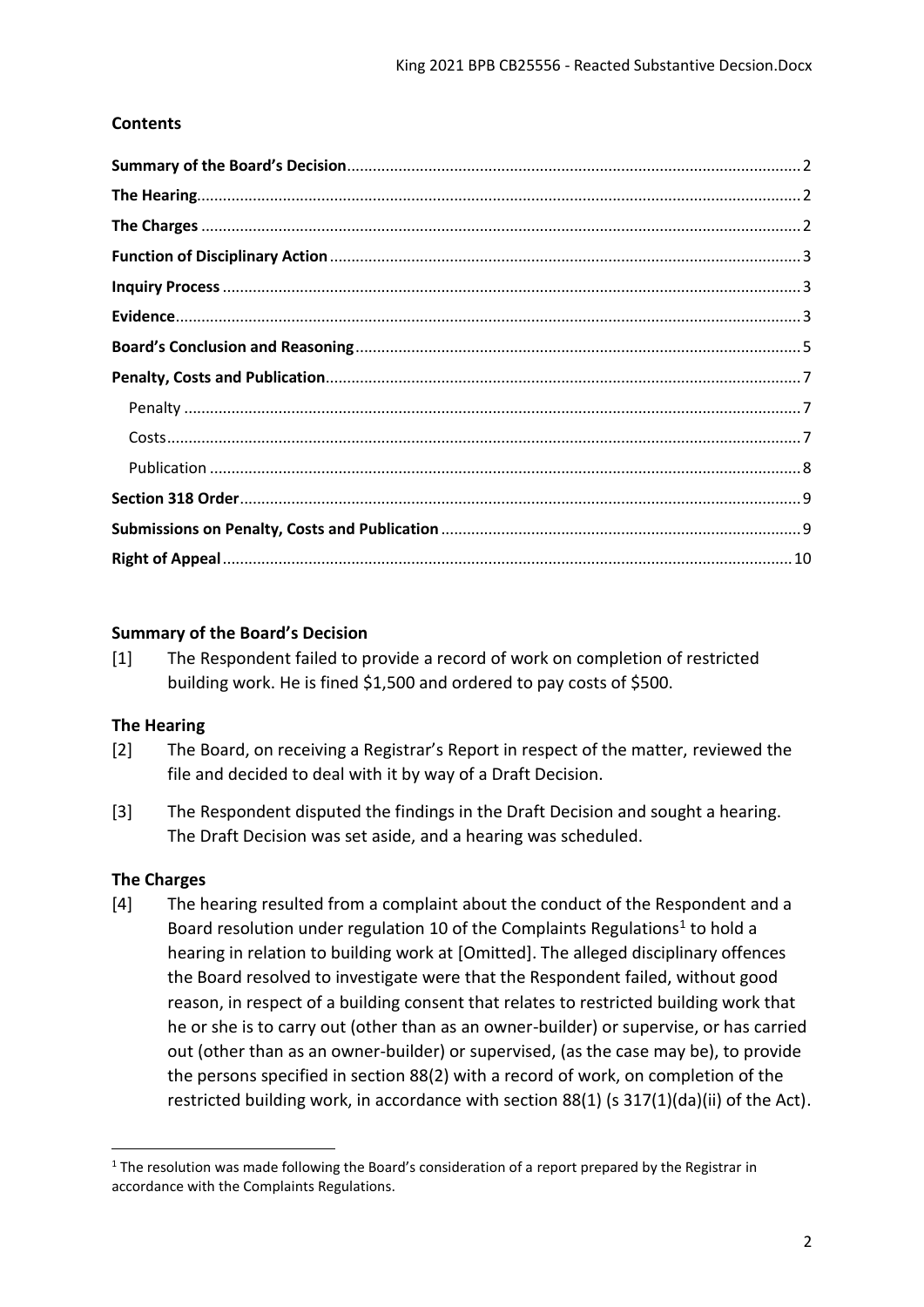## Contents

| | |
|---|---|
| **Summary of the Board's Decision** | 2 |
| **The Hearing** | 2 |
| **The Charges** | 2 |
| **Function of Disciplinary Action** | 3 |
| **Inquiry Process** | 3 |
| **Evidence** | 3 |
| **Board's Conclusion and Reasoning** | 5 |
| **Penalty, Costs and Publication** | 7 |
| Penalty | 7 |
| Costs | 7 |
| Publication | 8 |
| **Section 318 Order** | 9 |
| **Submissions on Penalty, Costs and Publication** | 9 |
| **Right of Appeal** | 10 |

## Summary of the Board's Decision

[1] The Respondent failed to provide a record of work on completion of restricted building work. He is fined $1,500 and ordered to pay costs of $500.

## The Hearing

[2] The Board, on receiving a Registrar's Report in respect of the matter, reviewed the file and decided to deal with it by way of a Draft Decision.

[3] The Respondent disputed the findings in the Draft Decision and sought a hearing. The Draft Decision was set aside, and a hearing was scheduled.

## The Charges

[4] The hearing resulted from a complaint about the conduct of the Respondent and a Board resolution under regulation 10 of the Complaints Regulations[1] to hold a hearing in relation to building work at [Omitted]. The alleged disciplinary offences the Board resolved to investigate were that the Respondent failed, without good reason, in respect of a building consent that relates to restricted building work that he or she is to carry out (other than as an owner-builder) or supervise, or has carried out (other than as an owner-builder) or supervised, (as the case may be), to provide the persons specified in section 88(2) with a record of work, on completion of the restricted building work, in accordance with section 88(1) (s 317(1)(da)(ii) of the Act).

[1] The resolution was made following the Board's consideration of a report prepared by the Registrar in accordance with the Complaints Regulations.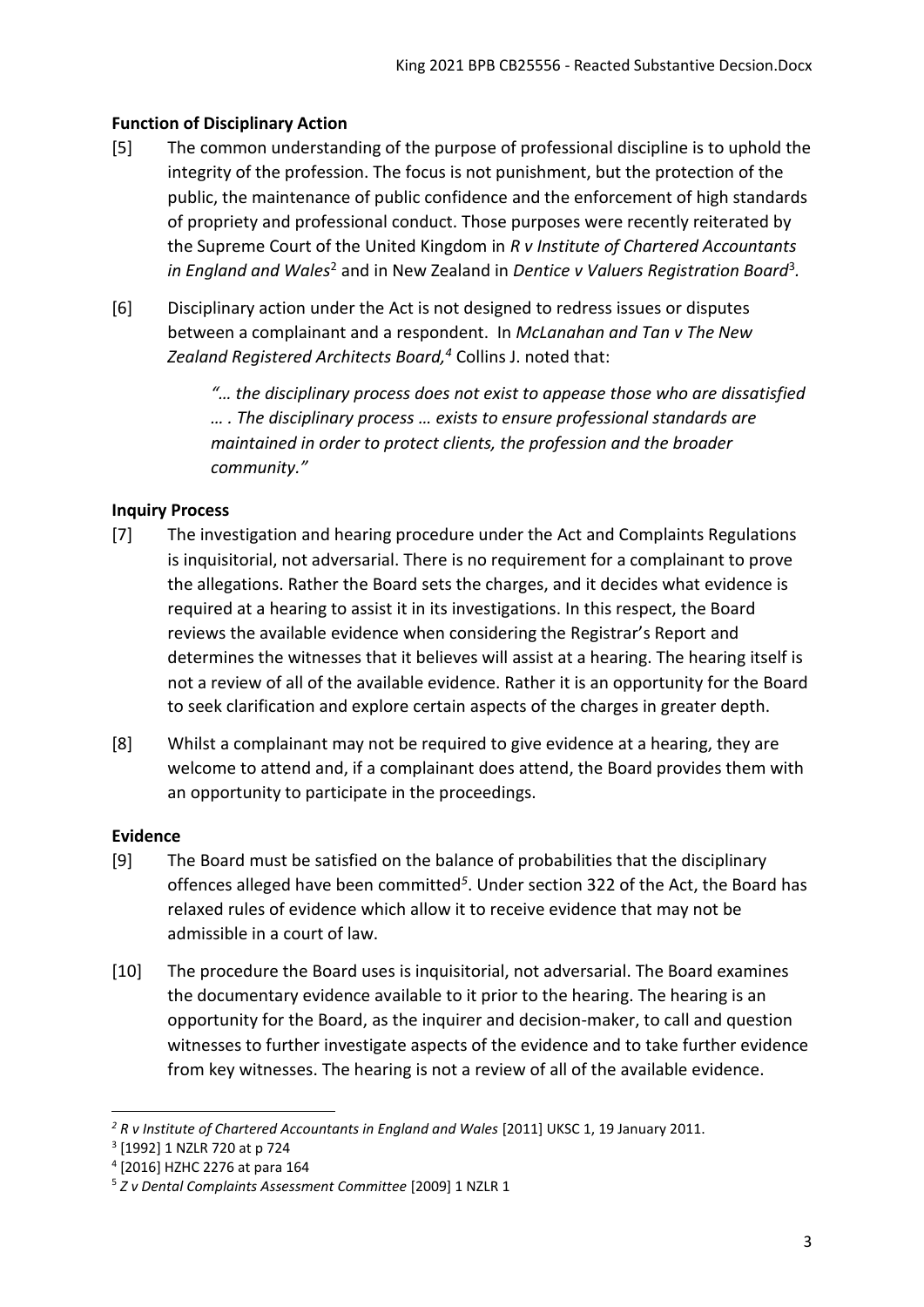**Function of Disciplinary Action**

[5] The common understanding of the purpose of professional discipline is to uphold the integrity of the profession. The focus is not punishment, but the protection of the public, the maintenance of public confidence and the enforcement of high standards of propriety and professional conduct. Those purposes were recently reiterated by the Supreme Court of the United Kingdom in *R v Institute of Chartered Accountants in England and Wales*[2] and in New Zealand in *Dentice v Valuers Registration Board*[3].

[6] Disciplinary action under the Act is not designed to redress issues or disputes between a complainant and a respondent. In *McLanahan and Tan v The New Zealand Registered Architects Board,*[4] Collins J. noted that:

> *"… the disciplinary process does not exist to appease those who are dissatisfied … . The disciplinary process … exists to ensure professional standards are maintained in order to protect clients, the profession and the broader community."*

**Inquiry Process**

[7] The investigation and hearing procedure under the Act and Complaints Regulations is inquisitorial, not adversarial. There is no requirement for a complainant to prove the allegations. Rather the Board sets the charges, and it decides what evidence is required at a hearing to assist it in its investigations. In this respect, the Board reviews the available evidence when considering the Registrar's Report and determines the witnesses that it believes will assist at a hearing. The hearing itself is not a review of all of the available evidence. Rather it is an opportunity for the Board to seek clarification and explore certain aspects of the charges in greater depth.

[8] Whilst a complainant may not be required to give evidence at a hearing, they are welcome to attend and, if a complainant does attend, the Board provides them with an opportunity to participate in the proceedings.

**Evidence**

[9] The Board must be satisfied on the balance of probabilities that the disciplinary offences alleged have been committed[5]. Under section 322 of the Act, the Board has relaxed rules of evidence which allow it to receive evidence that may not be admissible in a court of law.

[10] The procedure the Board uses is inquisitorial, not adversarial. The Board examines the documentary evidence available to it prior to the hearing. The hearing is an opportunity for the Board, as the inquirer and decision-maker, to call and question witnesses to further investigate aspects of the evidence and to take further evidence from key witnesses. The hearing is not a review of all of the available evidence.

---

[2] *R v Institute of Chartered Accountants in England and Wales* [2011] UKSC 1, 19 January 2011.

[3] [1992] 1 NZLR 720 at p 724

[4] [2016] HZHC 2276 at para 164

[5] *Z v Dental Complaints Assessment Committee* [2009] 1 NZLR 1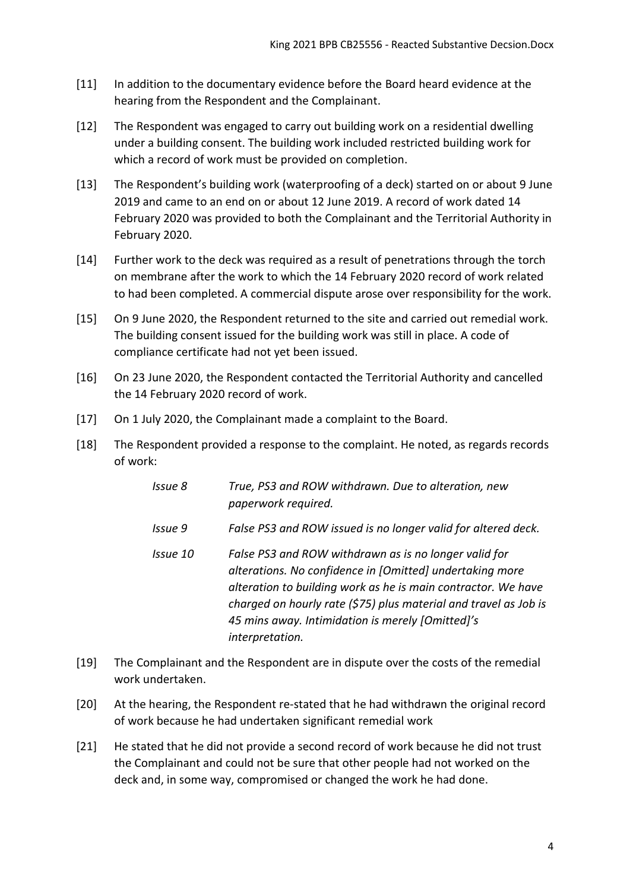[11] In addition to the documentary evidence before the Board heard evidence at the hearing from the Respondent and the Complainant.

[12] The Respondent was engaged to carry out building work on a residential dwelling under a building consent. The building work included restricted building work for which a record of work must be provided on completion.

[13] The Respondent's building work (waterproofing of a deck) started on or about 9 June 2019 and came to an end on or about 12 June 2019. A record of work dated 14 February 2020 was provided to both the Complainant and the Territorial Authority in February 2020.

[14] Further work to the deck was required as a result of penetrations through the torch on membrane after the work to which the 14 February 2020 record of work related to had been completed. A commercial dispute arose over responsibility for the work.

[15] On 9 June 2020, the Respondent returned to the site and carried out remedial work. The building consent issued for the building work was still in place. A code of compliance certificate had not yet been issued.

[16] On 23 June 2020, the Respondent contacted the Territorial Authority and cancelled the 14 February 2020 record of work.

[17] On 1 July 2020, the Complainant made a complaint to the Board.

[18] The Respondent provided a response to the complaint. He noted, as regards records of work:

| | |
|---|---|
| *Issue 8* | *True, PS3 and ROW withdrawn. Due to alteration, new paperwork required.* |
| *Issue 9* | *False PS3 and ROW issued is no longer valid for altered deck.* |
| *Issue 10* | *False PS3 and ROW withdrawn as is no longer valid for alterations. No confidence in [Omitted] undertaking more alteration to building work as he is main contractor. We have charged on hourly rate ($75) plus material and travel as Job is 45 mins away. Intimidation is merely [Omitted]'s interpretation.* |

[19] The Complainant and the Respondent are in dispute over the costs of the remedial work undertaken.

[20] At the hearing, the Respondent re-stated that he had withdrawn the original record of work because he had undertaken significant remedial work

[21] He stated that he did not provide a second record of work because he did not trust the Complainant and could not be sure that other people had not worked on the deck and, in some way, compromised or changed the work he had done.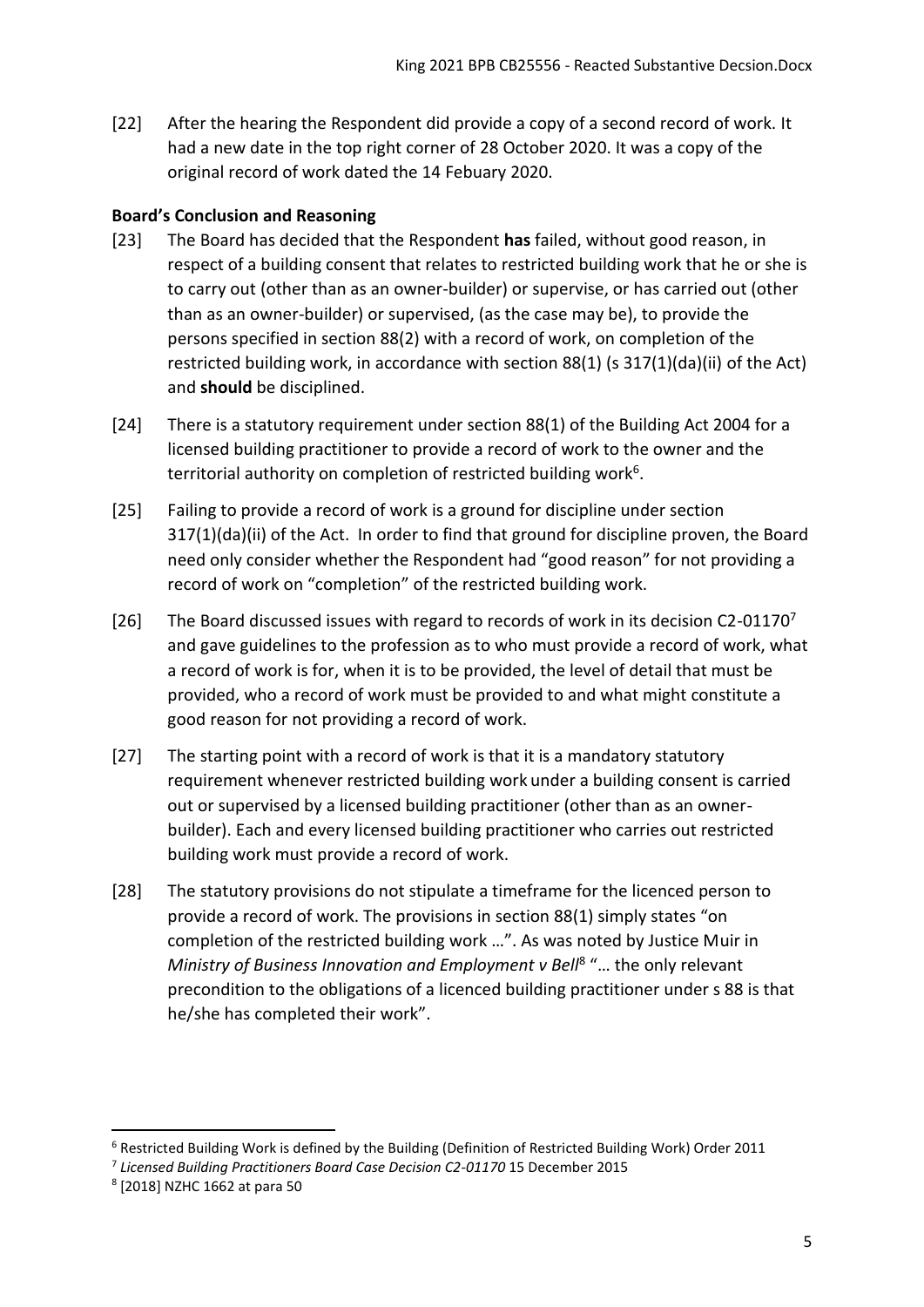[22] After the hearing the Respondent did provide a copy of a second record of work. It had a new date in the top right corner of 28 October 2020. It was a copy of the original record of work dated the 14 Febuary 2020.

**Board's Conclusion and Reasoning**

[23] The Board has decided that the Respondent **has** failed, without good reason, in respect of a building consent that relates to restricted building work that he or she is to carry out (other than as an owner-builder) or supervise, or has carried out (other than as an owner-builder) or supervised, (as the case may be), to provide the persons specified in section 88(2) with a record of work, on completion of the restricted building work, in accordance with section 88(1) (s 317(1)(da)(ii) of the Act) and **should** be disciplined.

[24] There is a statutory requirement under section 88(1) of the Building Act 2004 for a licensed building practitioner to provide a record of work to the owner and the territorial authority on completion of restricted building work[6].

[25] Failing to provide a record of work is a ground for discipline under section 317(1)(da)(ii) of the Act. In order to find that ground for discipline proven, the Board need only consider whether the Respondent had "good reason" for not providing a record of work on "completion" of the restricted building work.

[26] The Board discussed issues with regard to records of work in its decision C2-01170[7] and gave guidelines to the profession as to who must provide a record of work, what a record of work is for, when it is to be provided, the level of detail that must be provided, who a record of work must be provided to and what might constitute a good reason for not providing a record of work.

[27] The starting point with a record of work is that it is a mandatory statutory requirement whenever restricted building work under a building consent is carried out or supervised by a licensed building practitioner (other than as an owner-builder). Each and every licensed building practitioner who carries out restricted building work must provide a record of work.

[28] The statutory provisions do not stipulate a timeframe for the licenced person to provide a record of work. The provisions in section 88(1) simply states "on completion of the restricted building work …". As was noted by Justice Muir in *Ministry of Business Innovation and Employment v Bell*[8] "… the only relevant precondition to the obligations of a licenced building practitioner under s 88 is that he/she has completed their work".

---

[6] Restricted Building Work is defined by the Building (Definition of Restricted Building Work) Order 2011

[7] *Licensed Building Practitioners Board Case Decision C2-01170* 15 December 2015

[8] [2018] NZHC 1662 at para 50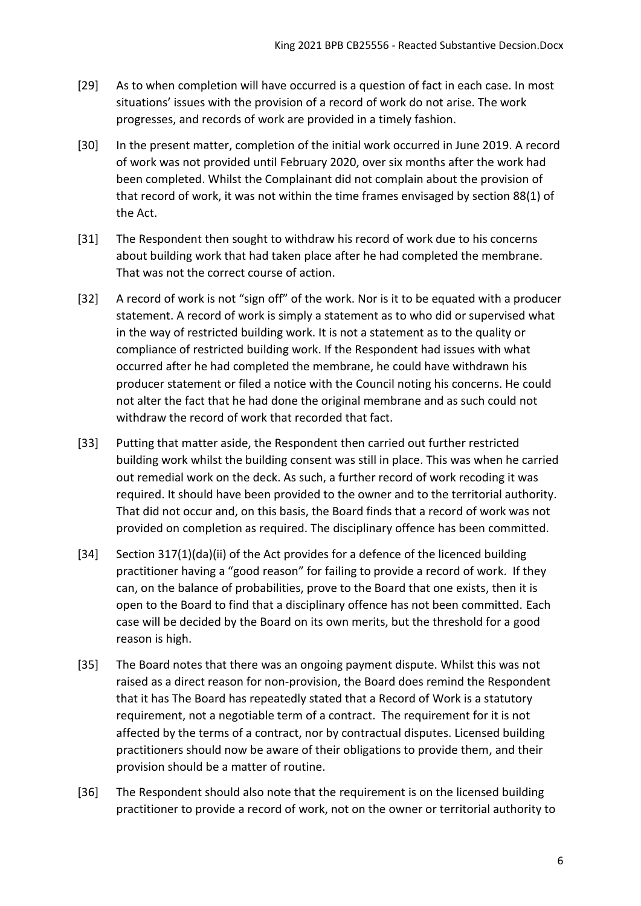[29] As to when completion will have occurred is a question of fact in each case. In most situations' issues with the provision of a record of work do not arise. The work progresses, and records of work are provided in a timely fashion.

[30] In the present matter, completion of the initial work occurred in June 2019. A record of work was not provided until February 2020, over six months after the work had been completed. Whilst the Complainant did not complain about the provision of that record of work, it was not within the time frames envisaged by section 88(1) of the Act.

[31] The Respondent then sought to withdraw his record of work due to his concerns about building work that had taken place after he had completed the membrane. That was not the correct course of action.

[32] A record of work is not "sign off" of the work. Nor is it to be equated with a producer statement. A record of work is simply a statement as to who did or supervised what in the way of restricted building work. It is not a statement as to the quality or compliance of restricted building work. If the Respondent had issues with what occurred after he had completed the membrane, he could have withdrawn his producer statement or filed a notice with the Council noting his concerns. He could not alter the fact that he had done the original membrane and as such could not withdraw the record of work that recorded that fact.

[33] Putting that matter aside, the Respondent then carried out further restricted building work whilst the building consent was still in place. This was when he carried out remedial work on the deck. As such, a further record of work recoding it was required. It should have been provided to the owner and to the territorial authority. That did not occur and, on this basis, the Board finds that a record of work was not provided on completion as required. The disciplinary offence has been committed.

[34] Section 317(1)(da)(ii) of the Act provides for a defence of the licenced building practitioner having a "good reason" for failing to provide a record of work. If they can, on the balance of probabilities, prove to the Board that one exists, then it is open to the Board to find that a disciplinary offence has not been committed. Each case will be decided by the Board on its own merits, but the threshold for a good reason is high.

[35] The Board notes that there was an ongoing payment dispute. Whilst this was not raised as a direct reason for non-provision, the Board does remind the Respondent that it has The Board has repeatedly stated that a Record of Work is a statutory requirement, not a negotiable term of a contract. The requirement for it is not affected by the terms of a contract, nor by contractual disputes. Licensed building practitioners should now be aware of their obligations to provide them, and their provision should be a matter of routine.

[36] The Respondent should also note that the requirement is on the licensed building practitioner to provide a record of work, not on the owner or territorial authority to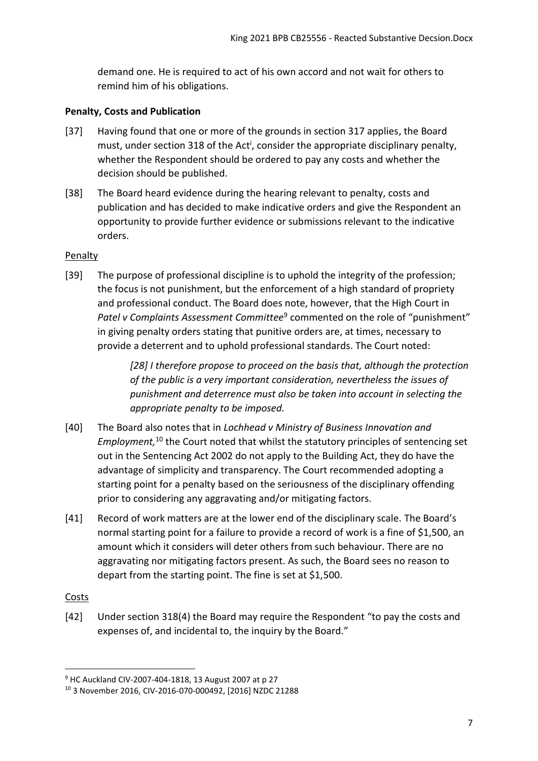demand one. He is required to act of his own accord and not wait for others to remind him of his obligations.

**Penalty, Costs and Publication**

[37] Having found that one or more of the grounds in section 317 applies, the Board must, under section 318 of the Act[i], consider the appropriate disciplinary penalty, whether the Respondent should be ordered to pay any costs and whether the decision should be published.

[38] The Board heard evidence during the hearing relevant to penalty, costs and publication and has decided to make indicative orders and give the Respondent an opportunity to provide further evidence or submissions relevant to the indicative orders.

Penalty

[39] The purpose of professional discipline is to uphold the integrity of the profession; the focus is not punishment, but the enforcement of a high standard of propriety and professional conduct. The Board does note, however, that the High Court in *Patel v Complaints Assessment Committee*[9] commented on the role of "punishment" in giving penalty orders stating that punitive orders are, at times, necessary to provide a deterrent and to uphold professional standards. The Court noted:

> *[28] I therefore propose to proceed on the basis that, although the protection of the public is a very important consideration, nevertheless the issues of punishment and deterrence must also be taken into account in selecting the appropriate penalty to be imposed.*

[40] The Board also notes that in *Lochhead v Ministry of Business Innovation and Employment,*[10] the Court noted that whilst the statutory principles of sentencing set out in the Sentencing Act 2002 do not apply to the Building Act, they do have the advantage of simplicity and transparency. The Court recommended adopting a starting point for a penalty based on the seriousness of the disciplinary offending prior to considering any aggravating and/or mitigating factors.

[41] Record of work matters are at the lower end of the disciplinary scale. The Board's normal starting point for a failure to provide a record of work is a fine of $1,500, an amount which it considers will deter others from such behaviour. There are no aggravating nor mitigating factors present. As such, the Board sees no reason to depart from the starting point. The fine is set at $1,500.

Costs

[42] Under section 318(4) the Board may require the Respondent "to pay the costs and expenses of, and incidental to, the inquiry by the Board."

---

[9] HC Auckland CIV-2007-404-1818, 13 August 2007 at p 27

[10] 3 November 2016, CIV-2016-070-000492, [2016] NZDC 21288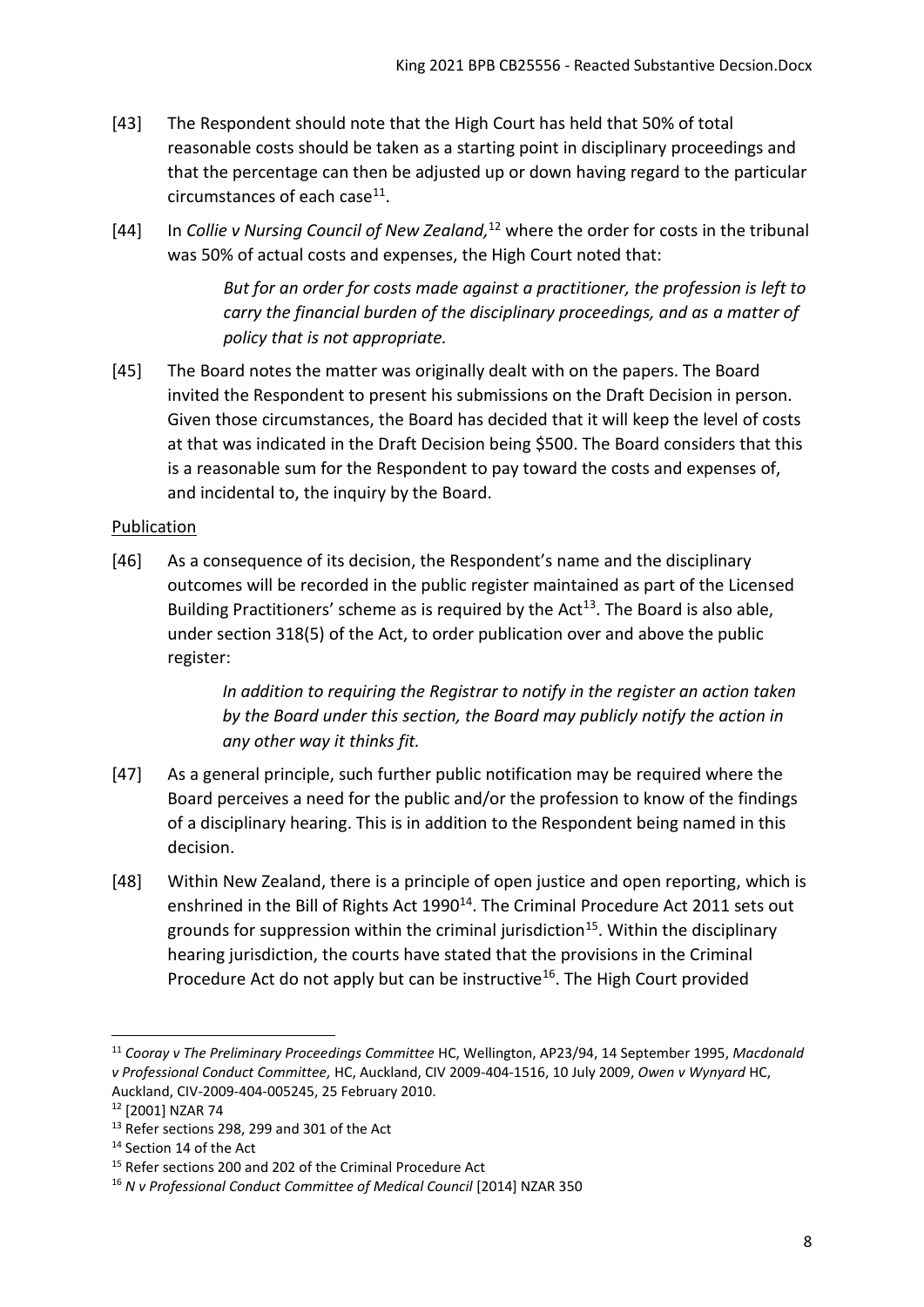[43] The Respondent should note that the High Court has held that 50% of total reasonable costs should be taken as a starting point in disciplinary proceedings and that the percentage can then be adjusted up or down having regard to the particular circumstances of each case[11].

[44] In *Collie v Nursing Council of New Zealand,*[12] where the order for costs in the tribunal was 50% of actual costs and expenses, the High Court noted that:

> *But for an order for costs made against a practitioner, the profession is left to carry the financial burden of the disciplinary proceedings, and as a matter of policy that is not appropriate.*

[45] The Board notes the matter was originally dealt with on the papers. The Board invited the Respondent to present his submissions on the Draft Decision in person. Given those circumstances, the Board has decided that it will keep the level of costs at that was indicated in the Draft Decision being $500. The Board considers that this is a reasonable sum for the Respondent to pay toward the costs and expenses of, and incidental to, the inquiry by the Board.

Publication

[46] As a consequence of its decision, the Respondent's name and the disciplinary outcomes will be recorded in the public register maintained as part of the Licensed Building Practitioners' scheme as is required by the Act[13]. The Board is also able, under section 318(5) of the Act, to order publication over and above the public register:

> *In addition to requiring the Registrar to notify in the register an action taken by the Board under this section, the Board may publicly notify the action in any other way it thinks fit.*

[47] As a general principle, such further public notification may be required where the Board perceives a need for the public and/or the profession to know of the findings of a disciplinary hearing. This is in addition to the Respondent being named in this decision.

[48] Within New Zealand, there is a principle of open justice and open reporting, which is enshrined in the Bill of Rights Act 1990[14]. The Criminal Procedure Act 2011 sets out grounds for suppression within the criminal jurisdiction[15]. Within the disciplinary hearing jurisdiction, the courts have stated that the provisions in the Criminal Procedure Act do not apply but can be instructive[16]. The High Court provided

---

[11] *Cooray v The Preliminary Proceedings Committee* HC, Wellington, AP23/94, 14 September 1995, *Macdonald v Professional Conduct Committee,* HC, Auckland, CIV 2009-404-1516, 10 July 2009, *Owen v Wynyard* HC, Auckland, CIV-2009-404-005245, 25 February 2010.

[12] [2001] NZAR 74

[13] Refer sections 298, 299 and 301 of the Act

[14] Section 14 of the Act

[15] Refer sections 200 and 202 of the Criminal Procedure Act

[16] *N v Professional Conduct Committee of Medical Council* [2014] NZAR 350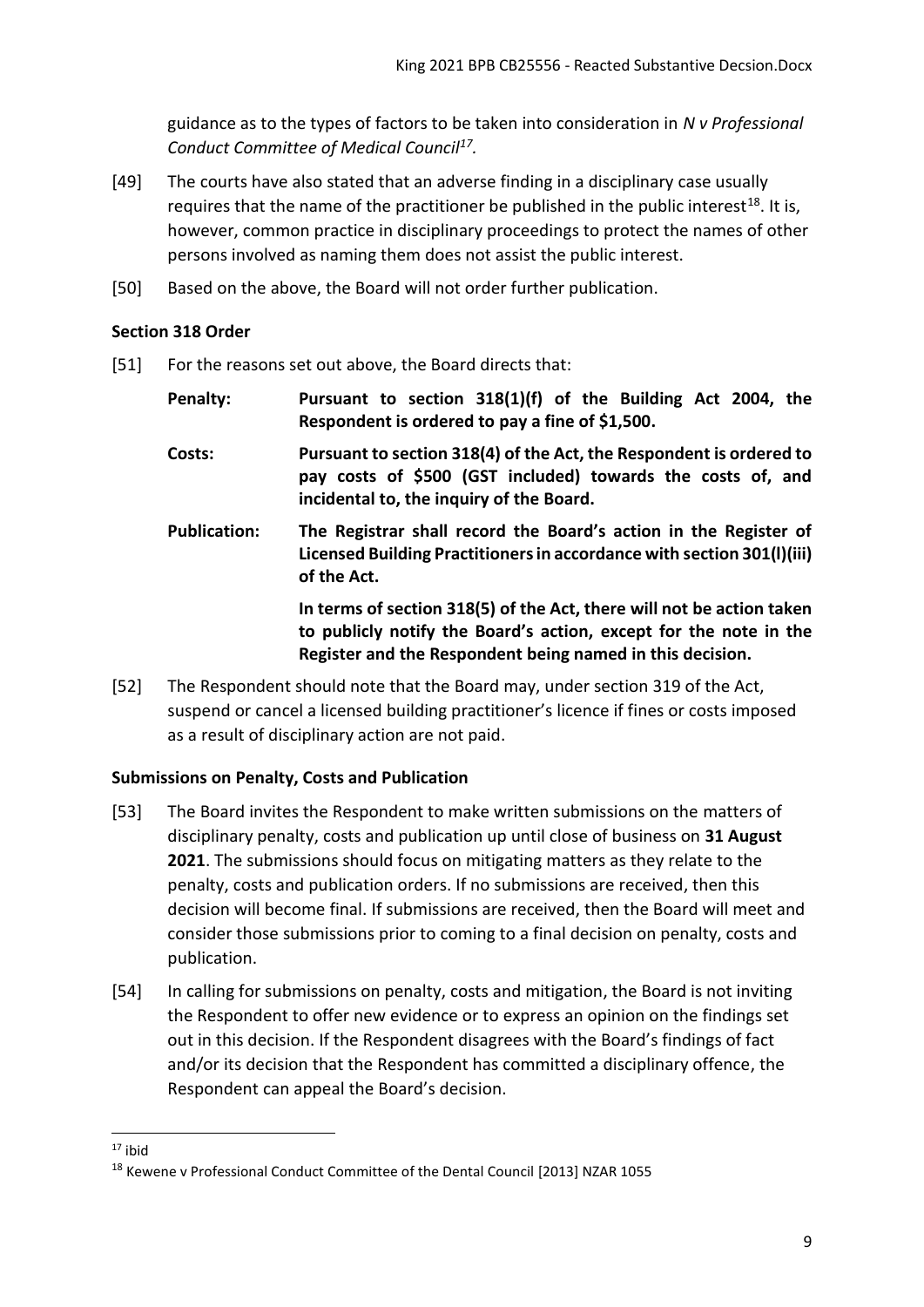guidance as to the types of factors to be taken into consideration in *N v Professional Conduct Committee of Medical Council*[17].

[49] The courts have also stated that an adverse finding in a disciplinary case usually requires that the name of the practitioner be published in the public interest[18]. It is, however, common practice in disciplinary proceedings to protect the names of other persons involved as naming them does not assist the public interest.

[50] Based on the above, the Board will not order further publication.

**Section 318 Order**

[51] For the reasons set out above, the Board directs that:

**Penalty:** **Pursuant to section 318(1)(f) of the Building Act 2004, the Respondent is ordered to pay a fine of $1,500.**

**Costs:** **Pursuant to section 318(4) of the Act, the Respondent is ordered to pay costs of $500 (GST included) towards the costs of, and incidental to, the inquiry of the Board.**

**Publication:** **The Registrar shall record the Board's action in the Register of Licensed Building Practitioners in accordance with section 301(l)(iii) of the Act.**

**In terms of section 318(5) of the Act, there will not be action taken to publicly notify the Board's action, except for the note in the Register and the Respondent being named in this decision.**

[52] The Respondent should note that the Board may, under section 319 of the Act, suspend or cancel a licensed building practitioner's licence if fines or costs imposed as a result of disciplinary action are not paid.

**Submissions on Penalty, Costs and Publication**

[53] The Board invites the Respondent to make written submissions on the matters of disciplinary penalty, costs and publication up until close of business on **31 August 2021**. The submissions should focus on mitigating matters as they relate to the penalty, costs and publication orders. If no submissions are received, then this decision will become final. If submissions are received, then the Board will meet and consider those submissions prior to coming to a final decision on penalty, costs and publication.

[54] In calling for submissions on penalty, costs and mitigation, the Board is not inviting the Respondent to offer new evidence or to express an opinion on the findings set out in this decision. If the Respondent disagrees with the Board's findings of fact and/or its decision that the Respondent has committed a disciplinary offence, the Respondent can appeal the Board's decision.

---

[17] ibid

[18] Kewene v Professional Conduct Committee of the Dental Council [2013] NZAR 1055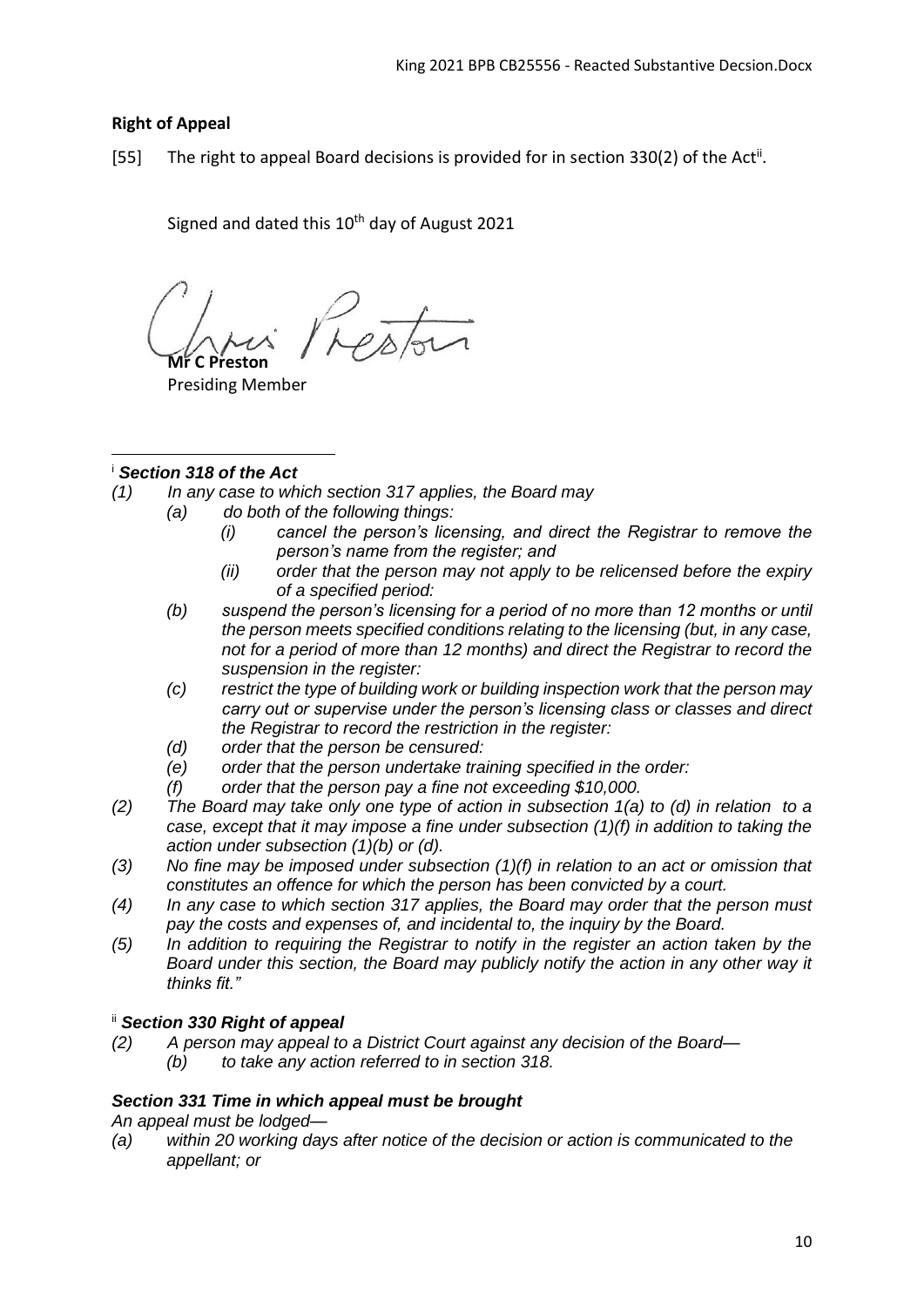**Right of Appeal**

[55] The right to appeal Board decisions is provided for in section 330(2) of the Act[ii].

Signed and dated this 10th day of August 2021

**Mr C Preston**
Presiding Member

---

[i] ***Section 318 of the Act***

*(1) In any case to which section 317 applies, the Board may*

*(a) do both of the following things:*

*(i) cancel the person's licensing, and direct the Registrar to remove the person's name from the register; and*

*(ii) order that the person may not apply to be relicensed before the expiry of a specified period:*

*(b) suspend the person's licensing for a period of no more than 12 months or until the person meets specified conditions relating to the licensing (but, in any case, not for a period of more than 12 months) and direct the Registrar to record the suspension in the register:*

*(c) restrict the type of building work or building inspection work that the person may carry out or supervise under the person's licensing class or classes and direct the Registrar to record the restriction in the register:*

*(d) order that the person be censured:*

*(e) order that the person undertake training specified in the order:*

*(f) order that the person pay a fine not exceeding $10,000.*

*(2) The Board may take only one type of action in subsection 1(a) to (d) in relation to a case, except that it may impose a fine under subsection (1)(f) in addition to taking the action under subsection (1)(b) or (d).*

*(3) No fine may be imposed under subsection (1)(f) in relation to an act or omission that constitutes an offence for which the person has been convicted by a court.*

*(4) In any case to which section 317 applies, the Board may order that the person must pay the costs and expenses of, and incidental to, the inquiry by the Board.*

*(5) In addition to requiring the Registrar to notify in the register an action taken by the Board under this section, the Board may publicly notify the action in any other way it thinks fit."*

[ii] ***Section 330 Right of appeal***

*(2) A person may appeal to a District Court against any decision of the Board—*

*(b) to take any action referred to in section 318.*

***Section 331 Time in which appeal must be brought***

*An appeal must be lodged—*

*(a) within 20 working days after notice of the decision or action is communicated to the appellant; or*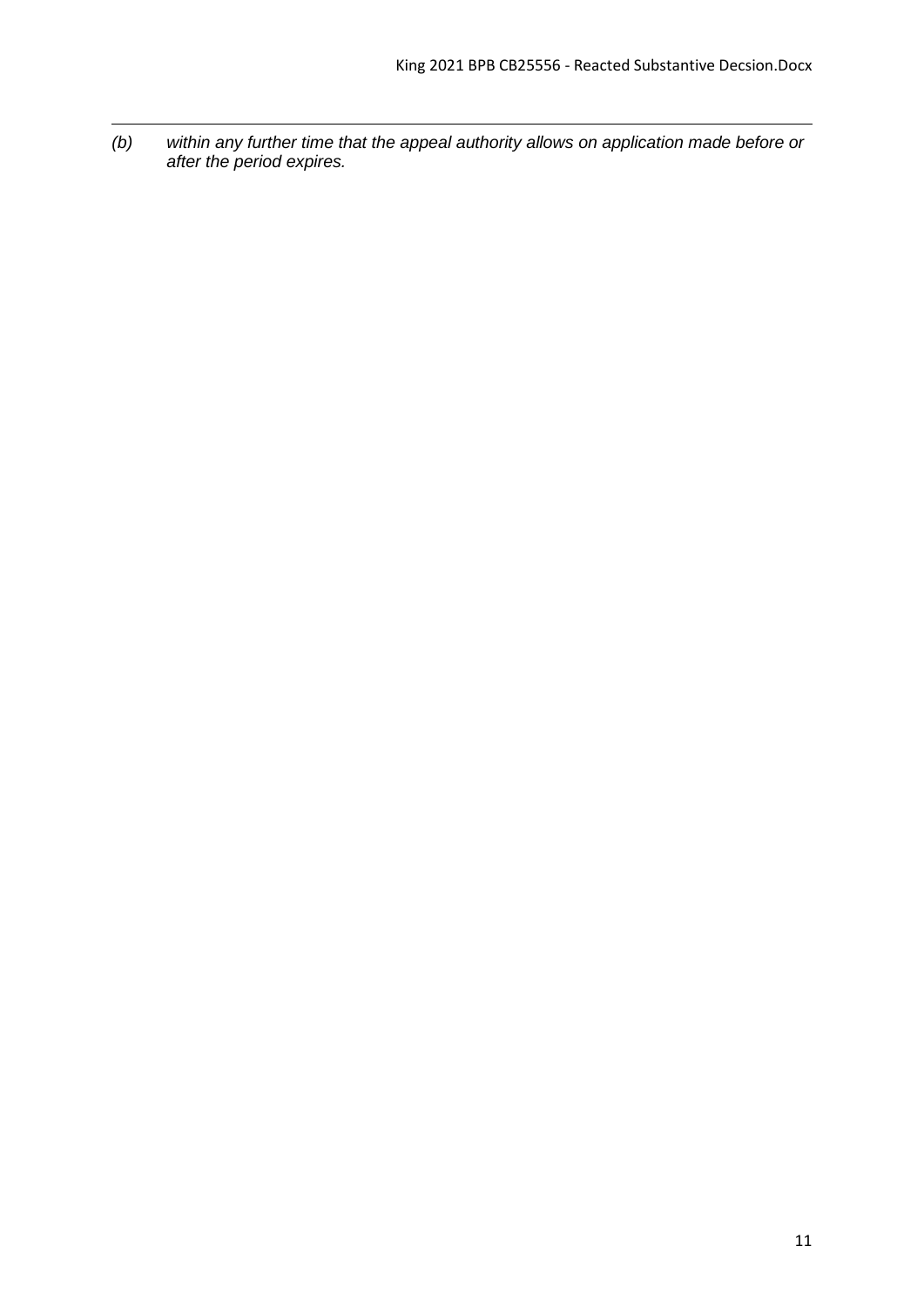*(b)* *within any further time that the appeal authority allows on application made before or after the period expires.*